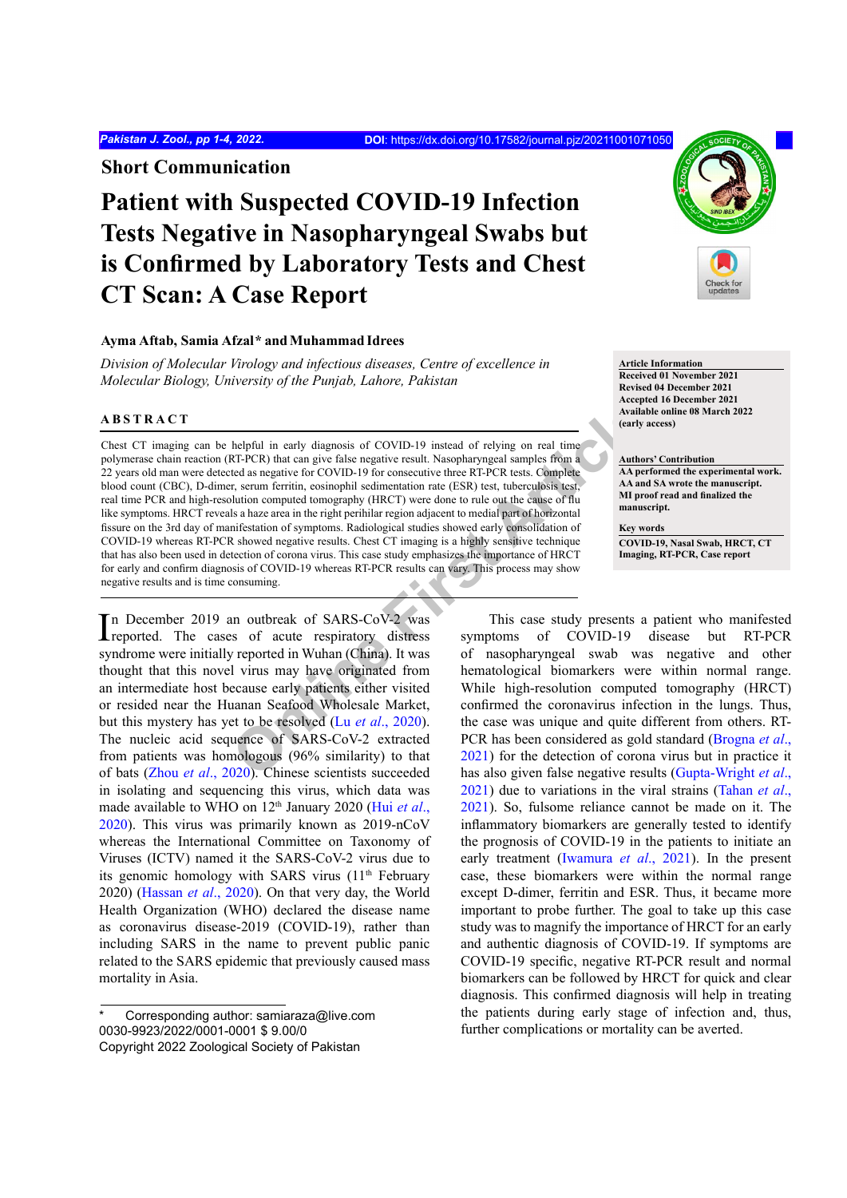Short Communication

# Patient with Suspected COVID-19 Infection Tests Negative in Nasopharyngeal Swabs but is Confirmed by Laboratory Tests and Chest CT Scan: A Case Report

**Ayma Aftab, Samia Afzal* and Muhammad Idrees**

*Division of Molecular Virology and infectious diseases, Centre of excellence in Molecular Biology, University of the Punjab, Lahore, Pakistan*

**Article Information**
Received 01 November 2021
Revised 04 December 2021
Accepted 16 December 2021
Available online 08 March 2022 (early access)

**Authors' Contribution**
AA performed the experimental work. AA and SA wrote the manuscript. MI proof read and finalized the manuscript.

**Key words**
COVID-19, Nasal Swab, HRCT, CT Imaging, RT-PCR, Case report

## ABSTRACT

Chest CT imaging can be helpful in early diagnosis of COVID-19 instead of relying on real time polymerase chain reaction (RT-PCR) that can give false negative result. Nasopharyngeal samples from a 22 years old man were detected as negative for COVID-19 for consecutive three RT-PCR tests. Complete blood count (CBC), D-dimer, serum ferritin, eosinophil sedimentation rate (ESR) test, tuberculosis test, real time PCR and high-resolution computed tomography (HRCT) were done to rule out the cause of flu like symptoms. HRCT reveals a haze area in the right perihilar region adjacent to medial part of horizontal fissure on the 3rd day of manifestation of symptoms. Radiological studies showed early consolidation of COVID-19 whereas RT-PCR showed negative results. Chest CT imaging is a highly sensitive technique that has also been used in detection of corona virus. This case study emphasizes the importance of HRCT for early and confirm diagnosis of COVID-19 whereas RT-PCR results can vary. This process may show negative results and is time consuming.

In December 2019 an outbreak of SARS-CoV-2 was reported. The cases of acute respiratory distress syndrome were initially reported in Wuhan (China). It was thought that this novel virus may have originated from an intermediate host because early patients either visited or resided near the Huanan Seafood Wholesale Market, but this mystery has yet to be resolved (Lu *et al*., 2020). The nucleic acid sequence of SARS-CoV-2 extracted from patients was homologous (96% similarity) to that of bats (Zhou *et al*., 2020). Chinese scientists succeeded in isolating and sequencing this virus, which data was made available to WHO on 12th January 2020 (Hui *et al*., 2020). This virus was primarily known as 2019-nCoV whereas the International Committee on Taxonomy of Viruses (ICTV) named it the SARS-CoV-2 virus due to its genomic homology with SARS virus (11th February 2020) (Hassan *et al*., 2020). On that very day, the World Health Organization (WHO) declared the disease name as coronavirus disease-2019 (COVID-19), rather than including SARS in the name to prevent public panic related to the SARS epidemic that previously caused mass mortality in Asia.

This case study presents a patient who manifested symptoms of COVID-19 disease but RT-PCR of nasopharyngeal swab was negative and other hematological biomarkers were within normal range. While high-resolution computed tomography (HRCT) confirmed the coronavirus infection in the lungs. Thus, the case was unique and quite different from others. RT-PCR has been considered as gold standard (Brogna *et al*., 2021) for the detection of corona virus but in practice it has also given false negative results (Gupta-Wright *et al*., 2021) due to variations in the viral strains (Tahan *et al*., 2021). So, fulsome reliance cannot be made on it. The inflammatory biomarkers are generally tested to identify the prognosis of COVID-19 in the patients to initiate an early treatment (Iwamura *et al*., 2021). In the present case, these biomarkers were within the normal range except D-dimer, ferritin and ESR. Thus, it became more important to probe further. The goal to take up this case study was to magnify the importance of HRCT for an early and authentic diagnosis of COVID-19. If symptoms are COVID-19 specific, negative RT-PCR result and normal biomarkers can be followed by HRCT for quick and clear diagnosis. This confirmed diagnosis will help in treating the patients during early stage of infection and, thus, further complications or mortality can be averted.

\* Corresponding author: samiaraza@live.com
0030-9923/2022/0001-0001 $ 9.00/0
Copyright 2022 Zoological Society of Pakistan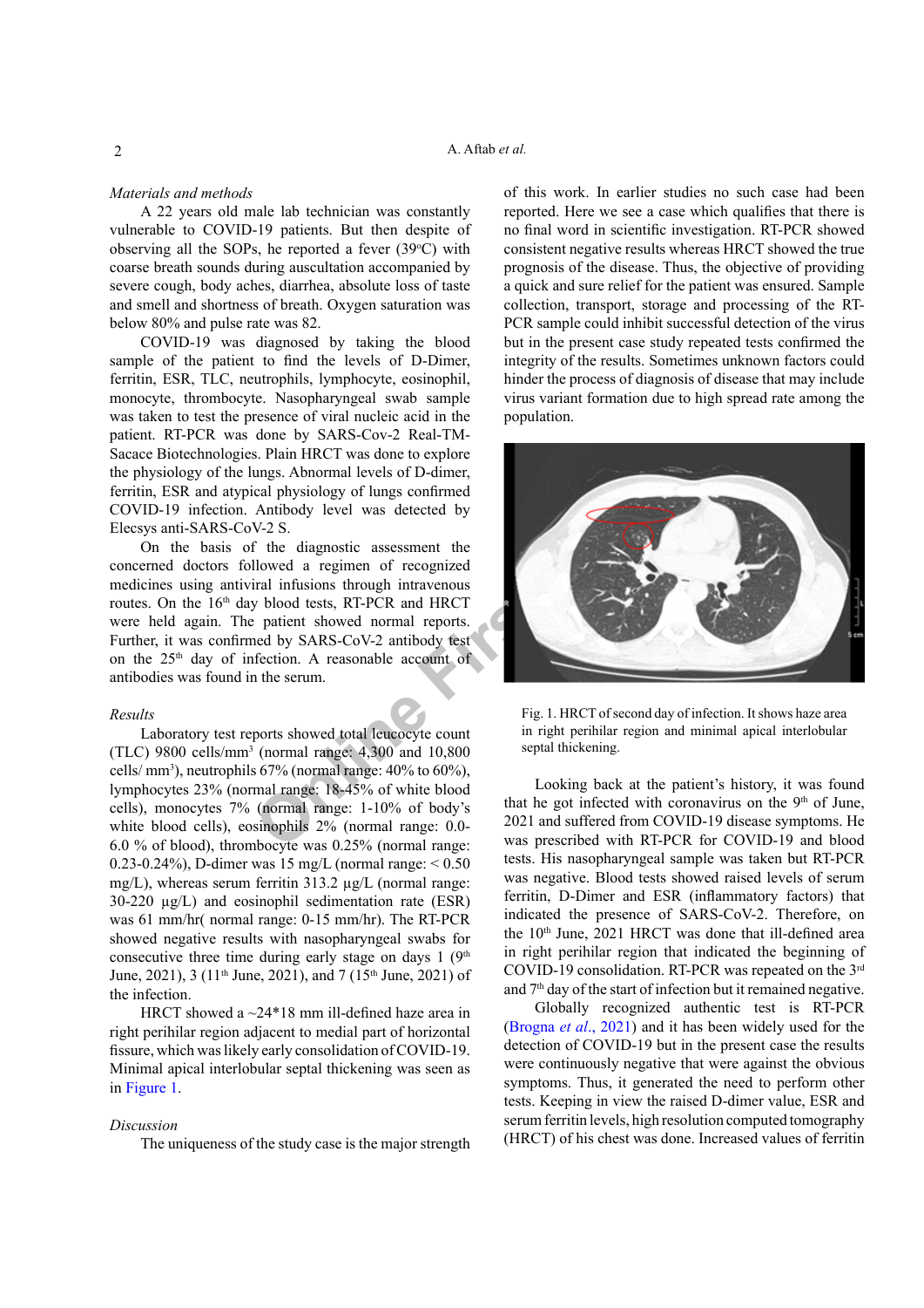*Materials and methods*

A 22 years old male lab technician was constantly vulnerable to COVID-19 patients. But then despite of observing all the SOPs, he reported a fever (39°C) with coarse breath sounds during auscultation accompanied by severe cough, body aches, diarrhea, absolute loss of taste and smell and shortness of breath. Oxygen saturation was below 80% and pulse rate was 82.

COVID-19 was diagnosed by taking the blood sample of the patient to find the levels of D-Dimer, ferritin, ESR, TLC, neutrophils, lymphocyte, eosinophil, monocyte, thrombocyte. Nasopharyngeal swab sample was taken to test the presence of viral nucleic acid in the patient. RT-PCR was done by SARS-Cov-2 Real-TM-Sacace Biotechnologies. Plain HRCT was done to explore the physiology of the lungs. Abnormal levels of D-dimer, ferritin, ESR and atypical physiology of lungs confirmed COVID-19 infection. Antibody level was detected by Elecsys anti-SARS-CoV-2 S.

On the basis of the diagnostic assessment the concerned doctors followed a regimen of recognized medicines using antiviral infusions through intravenous routes. On the 16th day blood tests, RT-PCR and HRCT were held again. The patient showed normal reports. Further, it was confirmed by SARS-CoV-2 antibody test on the 25th day of infection. A reasonable account of antibodies was found in the serum.

*Results*

Laboratory test reports showed total leucocyte count (TLC) 9800 cells/mm$^3$ (normal range: 4,300 and 10,800 cells/ mm$^3$), neutrophils 67% (normal range: 40% to 60%), lymphocytes 23% (normal range: 18-45% of white blood cells), monocytes 7% (normal range: 1-10% of body's white blood cells), eosinophils 2% (normal range: 0.0-6.0 % of blood), thrombocyte was 0.25% (normal range: 0.23-0.24%), D-dimer was 15 mg/L (normal range: < 0.50 mg/L), whereas serum ferritin 313.2 µg/L (normal range: 30-220 µg/L) and eosinophil sedimentation rate (ESR) was 61 mm/hr( normal range: 0-15 mm/hr). The RT-PCR showed negative results with nasopharyngeal swabs for consecutive three time during early stage on days 1 (9th June, 2021), 3 (11th June, 2021), and 7 (15th June, 2021) of the infection.

HRCT showed a ~24*18 mm ill-defined haze area in right perihilar region adjacent to medial part of horizontal fissure, which was likely early consolidation of COVID-19. Minimal apical interlobular septal thickening was seen as in Figure 1.

*Discussion*

The uniqueness of the study case is the major strength of this work. In earlier studies no such case had been reported. Here we see a case which qualifies that there is no final word in scientific investigation. RT-PCR showed consistent negative results whereas HRCT showed the true prognosis of the disease. Thus, the objective of providing a quick and sure relief for the patient was ensured. Sample collection, transport, storage and processing of the RT-PCR sample could inhibit successful detection of the virus but in the present case study repeated tests confirmed the integrity of the results. Sometimes unknown factors could hinder the process of diagnosis of disease that may include virus variant formation due to high spread rate among the population.

Fig. 1. HRCT of second day of infection. It shows haze area in right perihilar region and minimal apical interlobular septal thickening.

Looking back at the patient's history, it was found that he got infected with coronavirus on the 9th of June, 2021 and suffered from COVID-19 disease symptoms. He was prescribed with RT-PCR for COVID-19 and blood tests. His nasopharyngeal sample was taken but RT-PCR was negative. Blood tests showed raised levels of serum ferritin, D-Dimer and ESR (inflammatory factors) that indicated the presence of SARS-CoV-2. Therefore, on the 10th June, 2021 HRCT was done that ill-defined area in right perihilar region that indicated the beginning of COVID-19 consolidation. RT-PCR was repeated on the 3rd and 7th day of the start of infection but it remained negative.

Globally recognized authentic test is RT-PCR (Brogna *et al*., 2021) and it has been widely used for the detection of COVID-19 but in the present case the results were continuously negative that were against the obvious symptoms. Thus, it generated the need to perform other tests. Keeping in view the raised D-dimer value, ESR and serum ferritin levels, high resolution computed tomography (HRCT) of his chest was done. Increased values of ferritin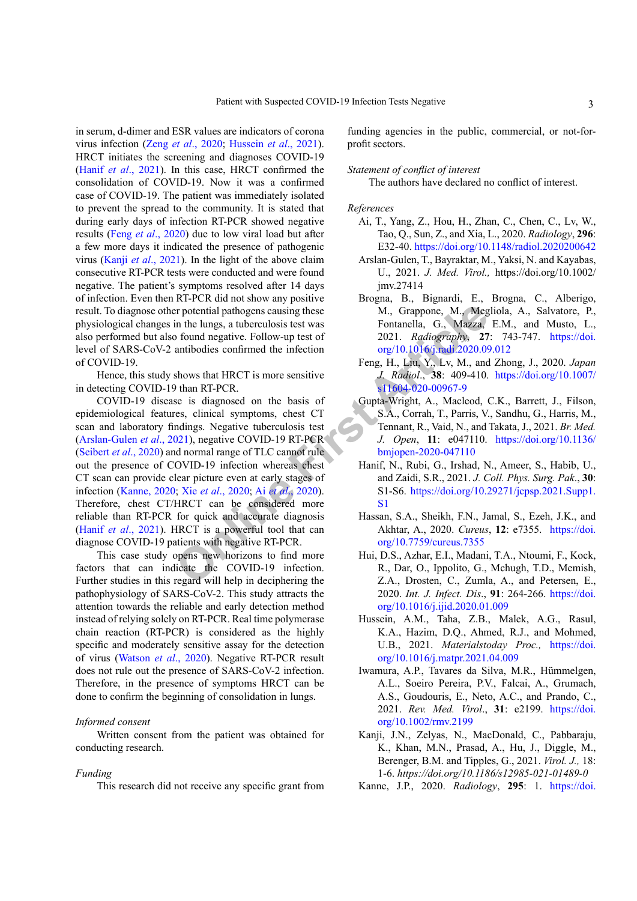in serum, d-dimer and ESR values are indicators of corona virus infection (Zeng *et al*., 2020; Hussein *et al*., 2021). HRCT initiates the screening and diagnoses COVID-19 (Hanif *et al*., 2021). In this case, HRCT confirmed the consolidation of COVID-19. Now it was a confirmed case of COVID-19. The patient was immediately isolated to prevent the spread to the community. It is stated that during early days of infection RT-PCR showed negative results (Feng *et al*., 2020) due to low viral load but after a few more days it indicated the presence of pathogenic virus (Kanji *et al*., 2021). In the light of the above claim consecutive RT-PCR tests were conducted and were found negative. The patient's symptoms resolved after 14 days of infection. Even then RT-PCR did not show any positive result. To diagnose other potential pathogens causing these physiological changes in the lungs, a tuberculosis test was also performed but also found negative. Follow-up test of level of SARS-CoV-2 antibodies confirmed the infection of COVID-19.

Hence, this study shows that HRCT is more sensitive in detecting COVID-19 than RT-PCR.

COVID-19 disease is diagnosed on the basis of epidemiological features, clinical symptoms, chest CT scan and laboratory findings. Negative tuberculosis test (Arslan-Gulen *et al*., 2021), negative COVID-19 RT-PCR (Seibert *et al*., 2020) and normal range of TLC cannot rule out the presence of COVID-19 infection whereas chest CT scan can provide clear picture even at early stages of infection (Kanne, 2020; Xie *et al*., 2020; Ai *et al*., 2020). Therefore, chest CT/HRCT can be considered more reliable than RT-PCR for quick and accurate diagnosis (Hanif *et al*., 2021). HRCT is a powerful tool that can diagnose COVID-19 patients with negative RT-PCR.

This case study opens new horizons to find more factors that can indicate the COVID-19 infection. Further studies in this regard will help in deciphering the pathophysiology of SARS-CoV-2. This study attracts the attention towards the reliable and early detection method instead of relying solely on RT-PCR. Real time polymerase chain reaction (RT-PCR) is considered as the highly specific and moderately sensitive assay for the detection of virus (Watson *et al*., 2020). Negative RT-PCR result does not rule out the presence of SARS-CoV-2 infection. Therefore, in the presence of symptoms HRCT can be done to confirm the beginning of consolidation in lungs.

*Informed consent*

Written consent from the patient was obtained for conducting research.

*Funding*

This research did not receive any specific grant from funding agencies in the public, commercial, or not-for-profit sectors.

*Statement of conflict of interest*

The authors have declared no conflict of interest.

*References*

Ai, T., Yang, Z., Hou, H., Zhan, C., Chen, C., Lv, W., Tao, Q., Sun, Z., and Xia, L., 2020. *Radiology*, **296**: E32-40. https://doi.org/10.1148/radiol.2020200642

Arslan-Gulen, T., Bayraktar, M., Yaksi, N. and Kayabas, U., 2021. *J. Med. Virol.,* https://doi.org/10.1002/jmv.27414

Brogna, B., Bignardi, E., Brogna, C., Alberigo, M., Grappone, M., Megliola, A., Salvatore, P., Fontanella, G., Mazza, E.M., and Musto, L., 2021. *Radiography*, **27**: 743-747. https://doi.org/10.1016/j.radi.2020.09.012

Feng, H., Liu, Y., Lv, M., and Zhong, J., 2020. *Japan J. Radiol*., **38**: 409-410. https://doi.org/10.1007/s11604-020-00967-9

Gupta-Wright, A., Macleod, C.K., Barrett, J., Filson, S.A., Corrah, T., Parris, V., Sandhu, G., Harris, M., Tennant, R., Vaid, N., and Takata, J., 2021. *Br. Med. J. Open*, **11**: e047110. https://doi.org/10.1136/bmjopen-2020-047110

Hanif, N., Rubi, G., Irshad, N., Ameer, S., Habib, U., and Zaidi, S.R., 2021. *J. Coll. Phys. Surg. Pak*., **30**: S1-S6. https://doi.org/10.29271/jcpsp.2021.Supp1.S1

Hassan, S.A., Sheikh, F.N., Jamal, S., Ezeh, J.K., and Akhtar, A., 2020. *Cureus*, **12**: e7355. https://doi.org/10.7759/cureus.7355

Hui, D.S., Azhar, E.I., Madani, T.A., Ntoumi, F., Kock, R., Dar, O., Ippolito, G., Mchugh, T.D., Memish, Z.A., Drosten, C., Zumla, A., and Petersen, E., 2020. *Int. J. Infect. Dis*., **91**: 264-266. https://doi.org/10.1016/j.ijid.2020.01.009

Hussein, A.M., Taha, Z.B., Malek, A.G., Rasul, K.A., Hazim, D.Q., Ahmed, R.J., and Mohmed, U.B., 2021. *Materialstoday Proc.,* https://doi.org/10.1016/j.matpr.2021.04.009

Iwamura, A.P., Tavares da Silva, M.R., Hümmelgen, A.L., Soeiro Pereira, P.V., Falcai, A., Grumach, A.S., Goudouris, E., Neto, A.C., and Prando, C., 2021. *Rev. Med. Virol*., **31**: e2199. https://doi.org/10.1002/rmv.2199

Kanji, J.N., Zelyas, N., MacDonald, C., Pabbaraju, K., Khan, M.N., Prasad, A., Hu, J., Diggle, M., Berenger, B.M. and Tipples, G., 2021. *Virol. J.,* 18: 1-6. *https://doi.org/10.1186/s12985-021-01489-0*

Kanne, J.P., 2020. *Radiology*, **295**: 1. https://doi.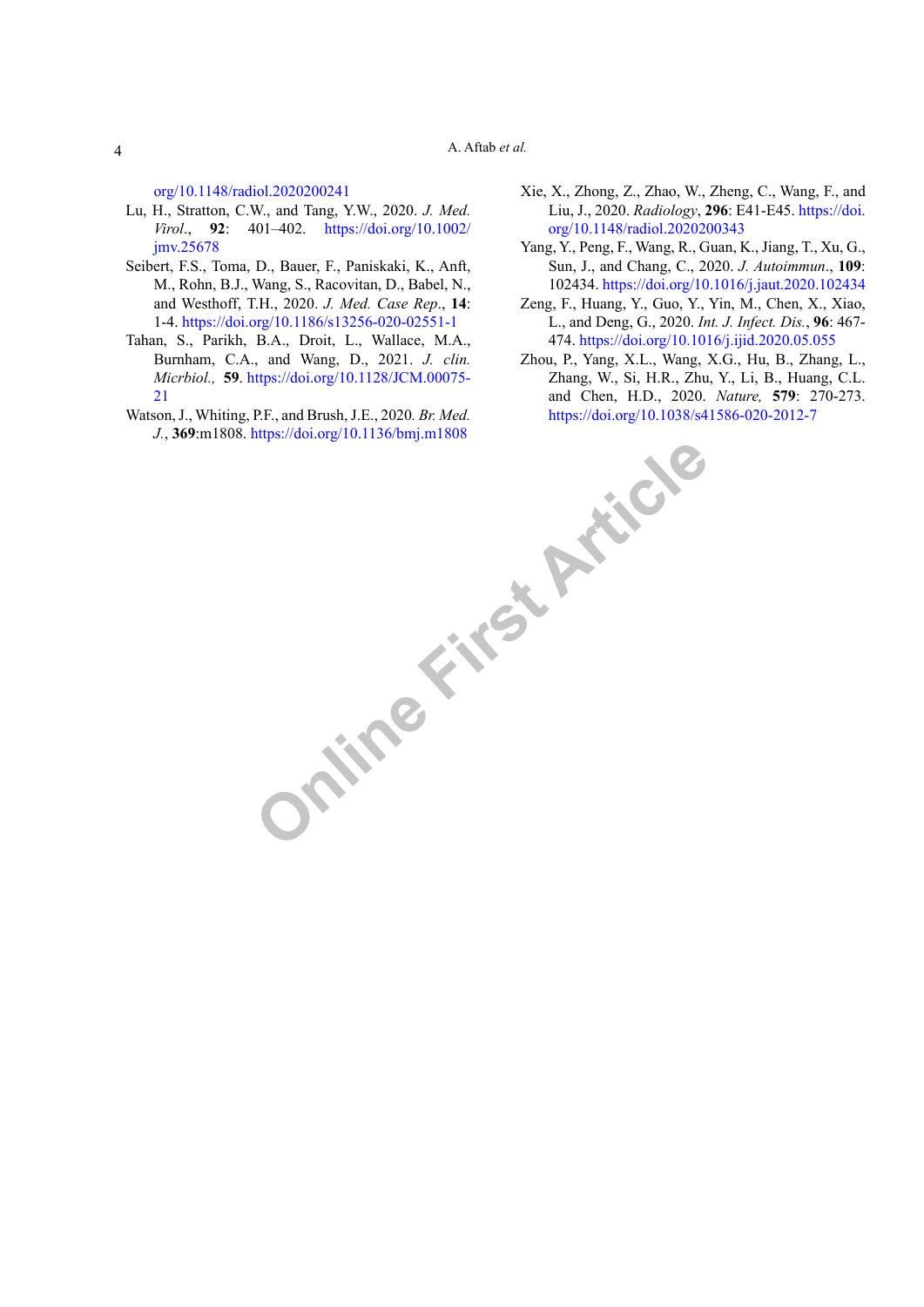org/10.1148/radiol.2020200241

Lu, H., Stratton, C.W., and Tang, Y.W., 2020. *J. Med. Virol.*, **92**: 401–402. https://doi.org/10.1002/jmv.25678

Seibert, F.S., Toma, D., Bauer, F., Paniskaki, K., Anft, M., Rohn, B.J., Wang, S., Racovitan, D., Babel, N., and Westhoff, T.H., 2020. *J. Med. Case Rep.*, **14**: 1-4. https://doi.org/10.1186/s13256-020-02551-1

Tahan, S., Parikh, B.A., Droit, L., Wallace, M.A., Burnham, C.A., and Wang, D., 2021. *J. clin. Micrbiol.,* **59**. https://doi.org/10.1128/JCM.00075-21

Watson, J., Whiting, P.F., and Brush, J.E., 2020. *Br. Med. J.*, **369**:m1808. https://doi.org/10.1136/bmj.m1808

Xie, X., Zhong, Z., Zhao, W., Zheng, C., Wang, F., and Liu, J., 2020. *Radiology*, **296**: E41-E45. https://doi.org/10.1148/radiol.2020200343

Yang, Y., Peng, F., Wang, R., Guan, K., Jiang, T., Xu, G., Sun, J., and Chang, C., 2020. *J. Autoimmun*., **109**: 102434. https://doi.org/10.1016/j.jaut.2020.102434

Zeng, F., Huang, Y., Guo, Y., Yin, M., Chen, X., Xiao, L., and Deng, G., 2020. *Int. J. Infect. Dis.*, **96**: 467-474. https://doi.org/10.1016/j.ijid.2020.05.055

Zhou, P., Yang, X.L., Wang, X.G., Hu, B., Zhang, L., Zhang, W., Si, H.R., Zhu, Y., Li, B., Huang, C.L. and Chen, H.D., 2020. *Nature,* **579**: 270-273. https://doi.org/10.1038/s41586-020-2012-7

Online First Article